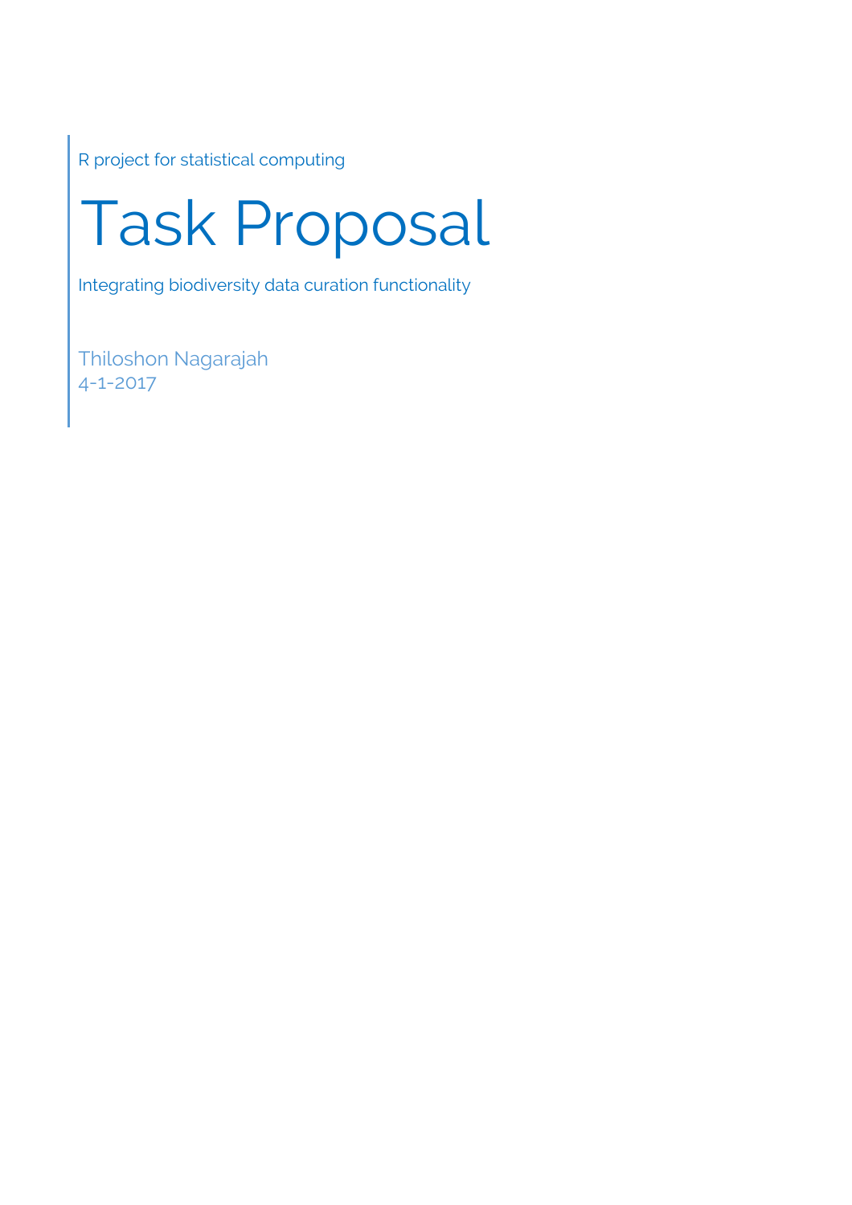R project for statistical computing

# Task Proposal

Integrating biodiversity data curation functionality

Thiloshon Nagarajah
4-1-2017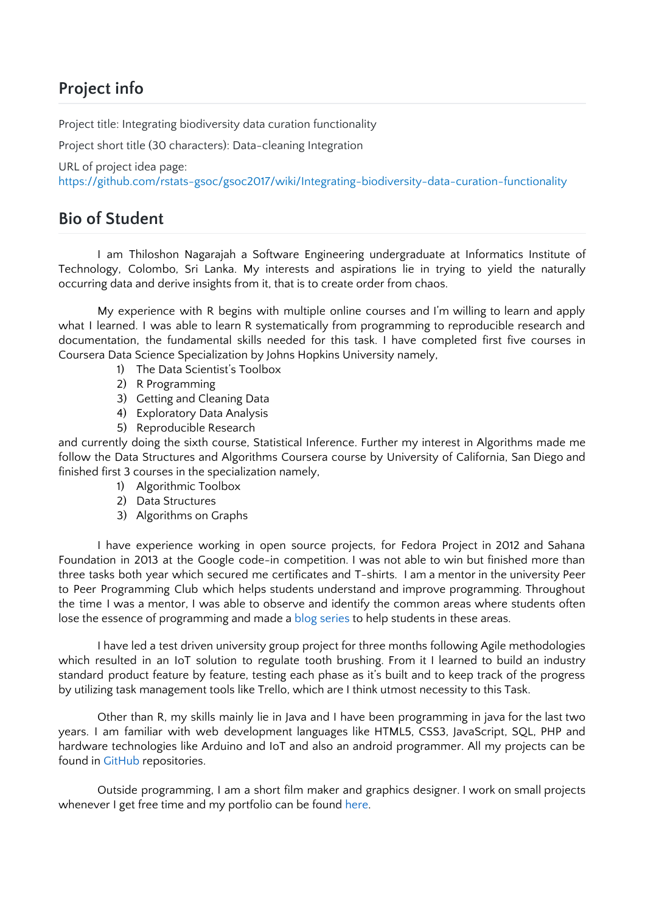## Project info

Project title: Integrating biodiversity data curation functionality

Project short title (30 characters): Data-cleaning Integration

URL of project idea page:
https://github.com/rstats-gsoc/gsoc2017/wiki/Integrating-biodiversity-data-curation-functionality

## Bio of Student

I am Thiloshon Nagarajah a Software Engineering undergraduate at Informatics Institute of Technology, Colombo, Sri Lanka. My interests and aspirations lie in trying to yield the naturally occurring data and derive insights from it, that is to create order from chaos.

My experience with R begins with multiple online courses and I'm willing to learn and apply what I learned. I was able to learn R systematically from programming to reproducible research and documentation, the fundamental skills needed for this task. I have completed first five courses in Coursera Data Science Specialization by Johns Hopkins University namely,

1) The Data Scientist's Toolbox
2) R Programming
3) Getting and Cleaning Data
4) Exploratory Data Analysis
5) Reproducible Research

and currently doing the sixth course, Statistical Inference. Further my interest in Algorithms made me follow the Data Structures and Algorithms Coursera course by University of California, San Diego and finished first 3 courses in the specialization namely,

1) Algorithmic Toolbox
2) Data Structures
3) Algorithms on Graphs

I have experience working in open source projects, for Fedora Project in 2012 and Sahana Foundation in 2013 at the Google code-in competition. I was not able to win but finished more than three tasks both year which secured me certificates and T-shirts. I am a mentor in the university Peer to Peer Programming Club which helps students understand and improve programming. Throughout the time I was a mentor, I was able to observe and identify the common areas where students often lose the essence of programming and made a blog series to help students in these areas.

I have led a test driven university group project for three months following Agile methodologies which resulted in an IoT solution to regulate tooth brushing. From it I learned to build an industry standard product feature by feature, testing each phase as it's built and to keep track of the progress by utilizing task management tools like Trello, which are I think utmost necessity to this Task.

Other than R, my skills mainly lie in Java and I have been programming in java for the last two years. I am familiar with web development languages like HTML5, CSS3, JavaScript, SQL, PHP and hardware technologies like Arduino and IoT and also an android programmer. All my projects can be found in GitHub repositories.

Outside programming, I am a short film maker and graphics designer. I work on small projects whenever I get free time and my portfolio can be found here.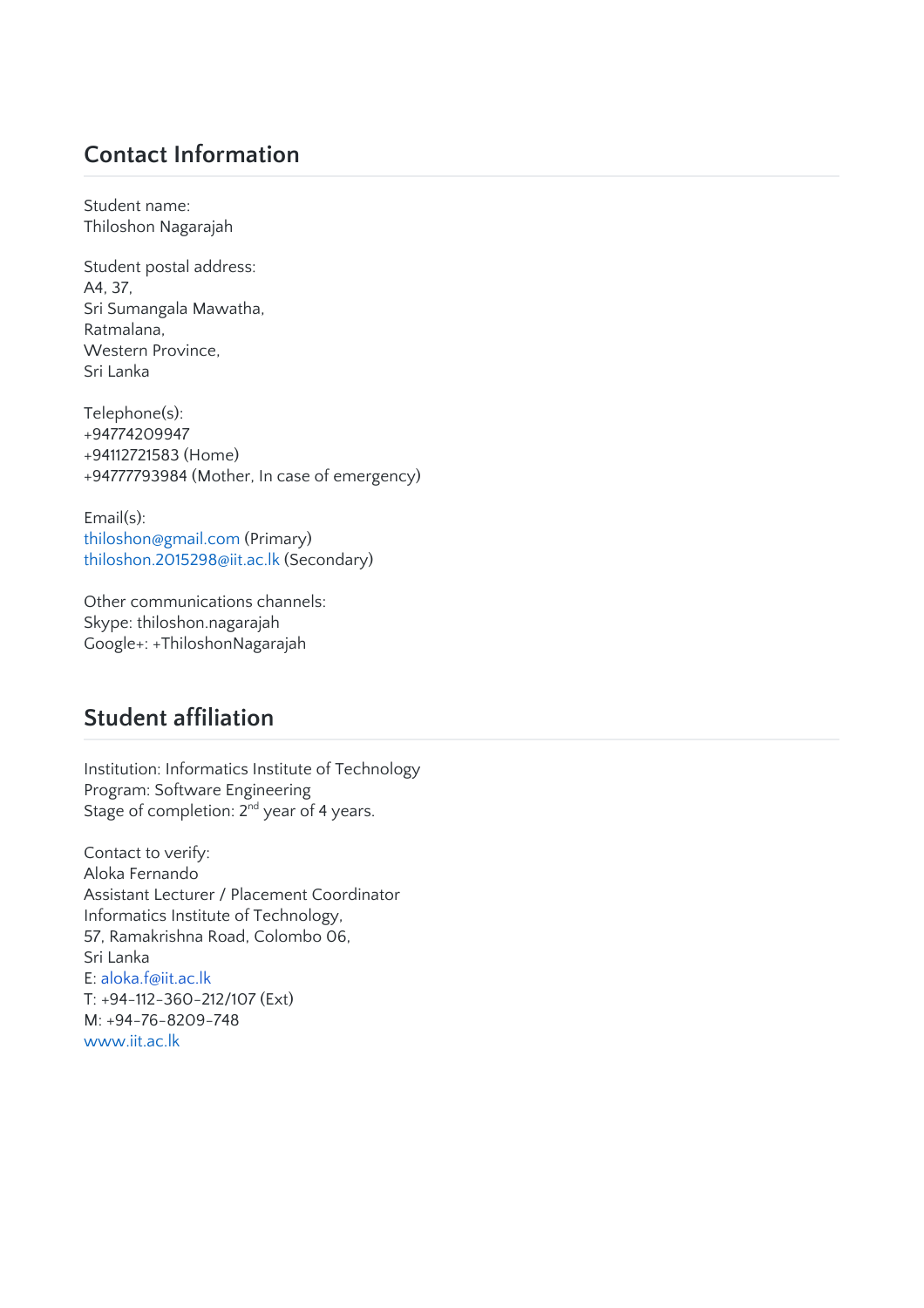## Contact Information

Student name:
Thiloshon Nagarajah

Student postal address:
A4, 37,
Sri Sumangala Mawatha,
Ratmalana,
Western Province,
Sri Lanka

Telephone(s):
+94774209947
+94112721583 (Home)
+94777793984 (Mother, In case of emergency)

Email(s):
thiloshon@gmail.com (Primary)
thiloshon.2015298@iit.ac.lk (Secondary)

Other communications channels:
Skype: thiloshon.nagarajah
Google+: +ThiloshonNagarajah

## Student affiliation

Institution: Informatics Institute of Technology
Program: Software Engineering
Stage of completion: 2nd year of 4 years.

Contact to verify:
Aloka Fernando
Assistant Lecturer / Placement Coordinator
Informatics Institute of Technology,
57, Ramakrishna Road, Colombo 06,
Sri Lanka
E: aloka.f@iit.ac.lk
T: +94-112-360-212/107 (Ext)
M: +94-76-8209-748
www.iit.ac.lk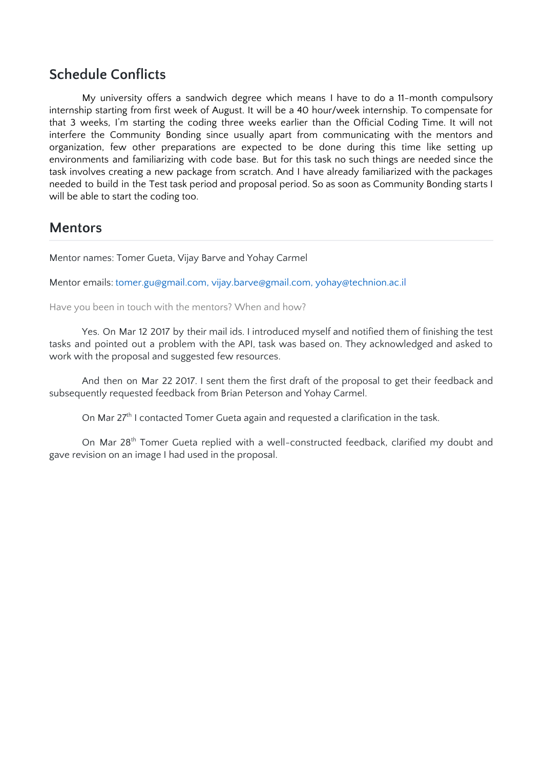## Schedule Conflicts

My university offers a sandwich degree which means I have to do a 11-month compulsory internship starting from first week of August. It will be a 40 hour/week internship. To compensate for that 3 weeks, I'm starting the coding three weeks earlier than the Official Coding Time. It will not interfere the Community Bonding since usually apart from communicating with the mentors and organization, few other preparations are expected to be done during this time like setting up environments and familiarizing with code base. But for this task no such things are needed since the task involves creating a new package from scratch. And I have already familiarized with the packages needed to build in the Test task period and proposal period. So as soon as Community Bonding starts I will be able to start the coding too.

## Mentors

Mentor names: Tomer Gueta, Vijay Barve and Yohay Carmel

Mentor emails: tomer.gu@gmail.com, vijay.barve@gmail.com, yohay@technion.ac.il

Have you been in touch with the mentors? When and how?

Yes. On Mar 12 2017 by their mail ids. I introduced myself and notified them of finishing the test tasks and pointed out a problem with the API, task was based on. They acknowledged and asked to work with the proposal and suggested few resources.

And then on Mar 22 2017. I sent them the first draft of the proposal to get their feedback and subsequently requested feedback from Brian Peterson and Yohay Carmel.

On Mar 27th I contacted Tomer Gueta again and requested a clarification in the task.

On Mar 28th Tomer Gueta replied with a well-constructed feedback, clarified my doubt and gave revision on an image I had used in the proposal.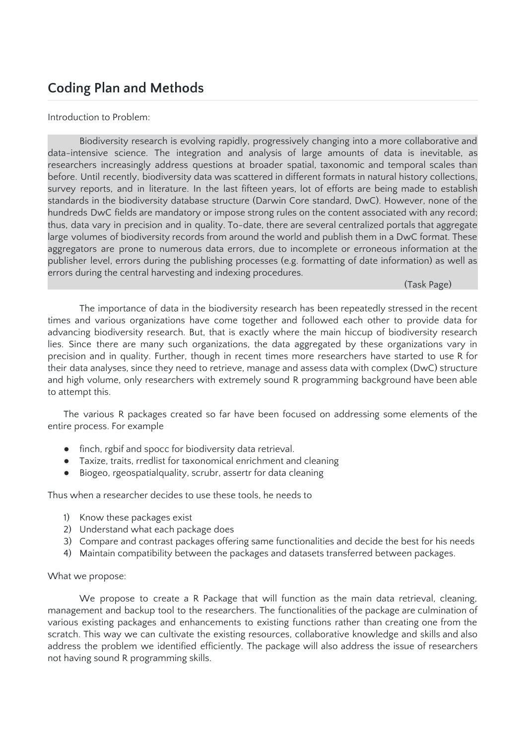## Coding Plan and Methods

Introduction to Problem:

> Biodiversity research is evolving rapidly, progressively changing into a more collaborative and data-intensive science. The integration and analysis of large amounts of data is inevitable, as researchers increasingly address questions at broader spatial, taxonomic and temporal scales than before. Until recently, biodiversity data was scattered in different formats in natural history collections, survey reports, and in literature. In the last fifteen years, lot of efforts are being made to establish standards in the biodiversity database structure (Darwin Core standard, DwC). However, none of the hundreds DwC fields are mandatory or impose strong rules on the content associated with any record; thus, data vary in precision and in quality. To-date, there are several centralized portals that aggregate large volumes of biodiversity records from around the world and publish them in a DwC format. These aggregators are prone to numerous data errors, due to incomplete or erroneous information at the publisher level, errors during the publishing processes (e.g. formatting of date information) as well as errors during the central harvesting and indexing procedures.
>
> (Task Page)

The importance of data in the biodiversity research has been repeatedly stressed in the recent times and various organizations have come together and followed each other to provide data for advancing biodiversity research. But, that is exactly where the main hiccup of biodiversity research lies. Since there are many such organizations, the data aggregated by these organizations vary in precision and in quality. Further, though in recent times more researchers have started to use R for their data analyses, since they need to retrieve, manage and assess data with complex (DwC) structure and high volume, only researchers with extremely sound R programming background have been able to attempt this.

The various R packages created so far have been focused on addressing some elements of the entire process. For example

- finch, rgbif and spocc for biodiversity data retrieval.
- Taxize, traits, rredlist for taxonomical enrichment and cleaning
- Biogeo, rgeospatialquality, scrubr, assertr for data cleaning

Thus when a researcher decides to use these tools, he needs to

1) Know these packages exist
2) Understand what each package does
3) Compare and contrast packages offering same functionalities and decide the best for his needs
4) Maintain compatibility between the packages and datasets transferred between packages.

What we propose:

We propose to create a R Package that will function as the main data retrieval, cleaning, management and backup tool to the researchers. The functionalities of the package are culmination of various existing packages and enhancements to existing functions rather than creating one from the scratch. This way we can cultivate the existing resources, collaborative knowledge and skills and also address the problem we identified efficiently. The package will also address the issue of researchers not having sound R programming skills.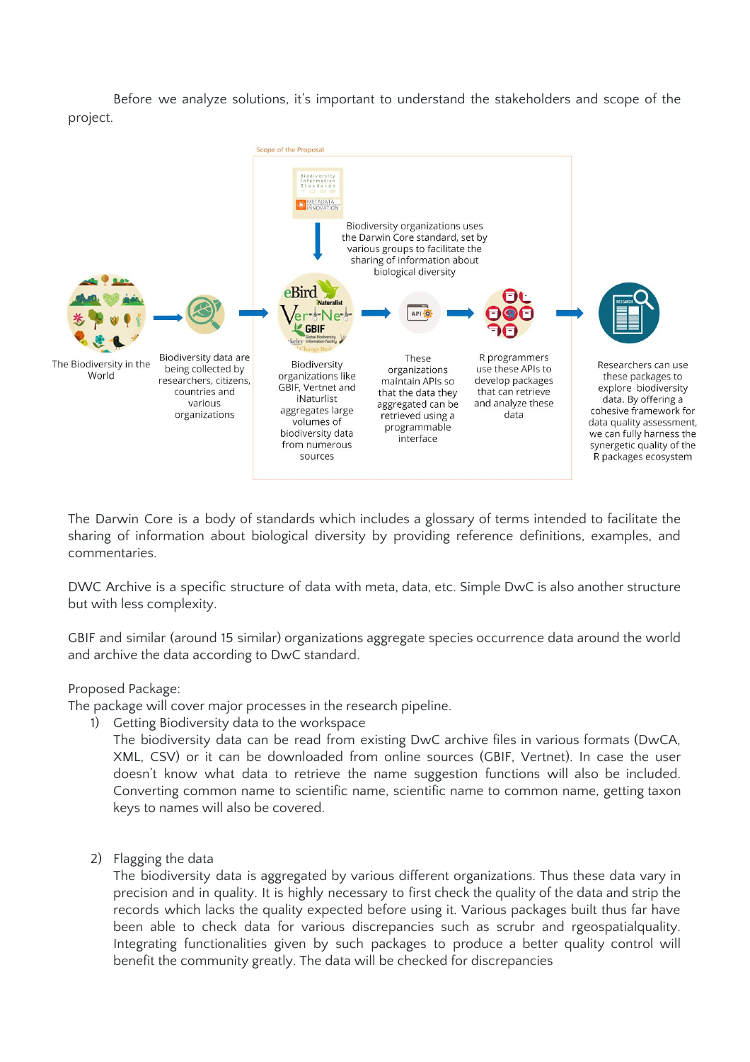Before we analyze solutions, it's important to understand the stakeholders and scope of the project.

Scope of the Proposal

Biodiversity organizations uses the Darwin Core standard, set by various groups to facilitate the sharing of information about biological diversity

The Biodiversity in the World

Biodiversity data are being collected by researchers, citizens, countries and various organizations

Biodiversity organizations like GBIF, Vertnet and iNaturlist aggregates large volumes of biodiversity data from numerous sources

These organizations maintain APIs so that the data they aggregated can be retrieved using a programmable interface

R programmers use these APIs to develop packages that can retrieve and analyze these data

Researchers can use these packages to explore biodiversity data. By offering a cohesive framework for data quality assessment, we can fully harness the synergetic quality of the R packages ecosystem

The Darwin Core is a body of standards which includes a glossary of terms intended to facilitate the sharing of information about biological diversity by providing reference definitions, examples, and commentaries.

DWC Archive is a specific structure of data with meta, data, etc. Simple DwC is also another structure but with less complexity.

GBIF and similar (around 15 similar) organizations aggregate species occurrence data around the world and archive the data according to DwC standard.

Proposed Package:
The package will cover major processes in the research pipeline.

1) Getting Biodiversity data to the workspace
   The biodiversity data can be read from existing DwC archive files in various formats (DwCA, XML, CSV) or it can be downloaded from online sources (GBIF, Vertnet). In case the user doesn't know what data to retrieve the name suggestion functions will also be included. Converting common name to scientific name, scientific name to common name, getting taxon keys to names will also be covered.

2) Flagging the data
   The biodiversity data is aggregated by various different organizations. Thus these data vary in precision and in quality. It is highly necessary to first check the quality of the data and strip the records which lacks the quality expected before using it. Various packages built thus far have been able to check data for various discrepancies such as scrubr and rgeospatialquality. Integrating functionalities given by such packages to produce a better quality control will benefit the community greatly. The data will be checked for discrepancies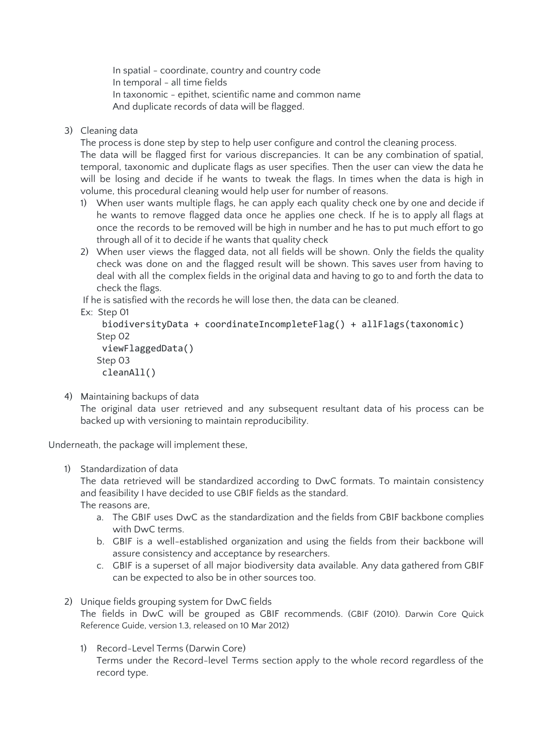In spatial - coordinate, country and country code
In temporal - all time fields
In taxonomic - epithet, scientific name and common name
And duplicate records of data will be flagged.

3) Cleaning data

   The process is done step by step to help user configure and control the cleaning process. The data will be flagged first for various discrepancies. It can be any combination of spatial, temporal, taxonomic and duplicate flags as user specifies. Then the user can view the data he will be losing and decide if he wants to tweak the flags. In times when the data is high in volume, this procedural cleaning would help user for number of reasons.

   1) When user wants multiple flags, he can apply each quality check one by one and decide if he wants to remove flagged data once he applies one check. If he is to apply all flags at once the records to be removed will be high in number and he has to put much effort to go through all of it to decide if he wants that quality check
   2) When user views the flagged data, not all fields will be shown. Only the fields the quality check was done on and the flagged result will be shown. This saves user from having to deal with all the complex fields in the original data and having to go to and forth the data to check the flags.

   If he is satisfied with the records he will lose then, the data can be cleaned.

   Ex: Step 01
   ```
   biodiversityData + coordinateIncompleteFlag() + allFlags(taxonomic)
   ```
   Step 02
   ```
   viewFlaggedData()
   ```
   Step 03
   ```
   cleanAll()
   ```

4) Maintaining backups of data

   The original data user retrieved and any subsequent resultant data of his process can be backed up with versioning to maintain reproducibility.

Underneath, the package will implement these,

1) Standardization of data

   The data retrieved will be standardized according to DwC formats. To maintain consistency and feasibility I have decided to use GBIF fields as the standard.
   The reasons are,

   a. The GBIF uses DwC as the standardization and the fields from GBIF backbone complies with DwC terms.
   b. GBIF is a well-established organization and using the fields from their backbone will assure consistency and acceptance by researchers.
   c. GBIF is a superset of all major biodiversity data available. Any data gathered from GBIF can be expected to also be in other sources too.

2) Unique fields grouping system for DwC fields

   The fields in DwC will be grouped as GBIF recommends. (GBIF (2010). Darwin Core Quick Reference Guide, version 1.3, released on 10 Mar 2012)

   1) Record-Level Terms (Darwin Core)

      Terms under the Record-level Terms section apply to the whole record regardless of the record type.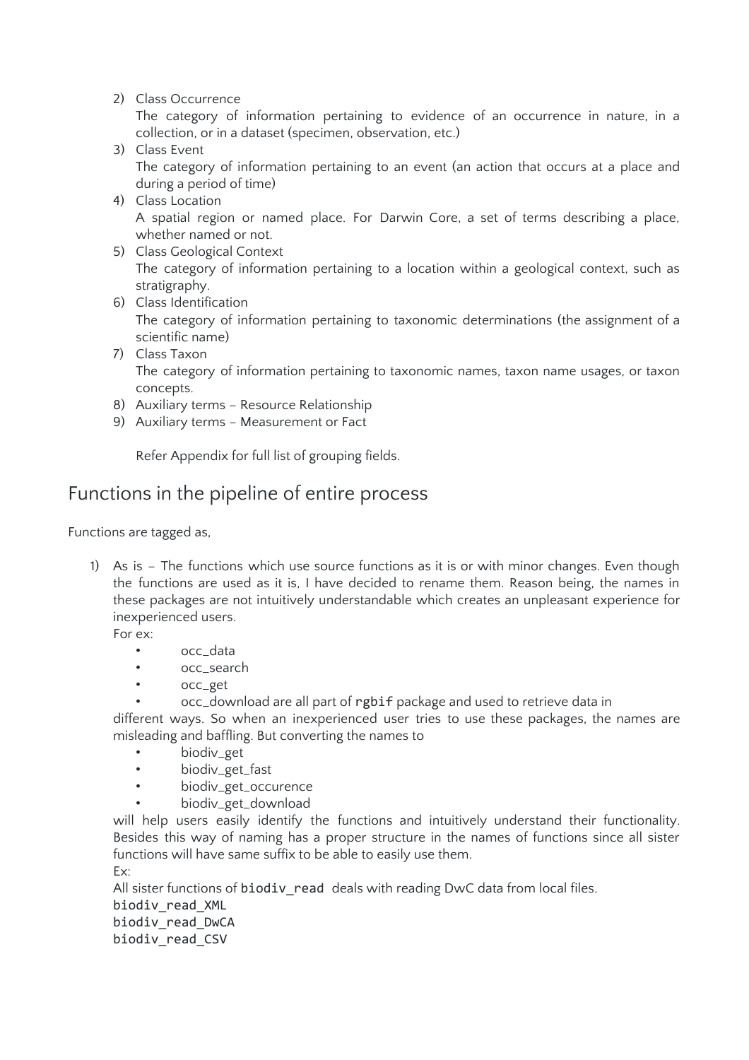2) Class Occurrence
   The category of information pertaining to evidence of an occurrence in nature, in a collection, or in a dataset (specimen, observation, etc.)
3) Class Event
   The category of information pertaining to an event (an action that occurs at a place and during a period of time)
4) Class Location
   A spatial region or named place. For Darwin Core, a set of terms describing a place, whether named or not.
5) Class Geological Context
   The category of information pertaining to a location within a geological context, such as stratigraphy.
6) Class Identification
   The category of information pertaining to taxonomic determinations (the assignment of a scientific name)
7) Class Taxon
   The category of information pertaining to taxonomic names, taxon name usages, or taxon concepts.
8) Auxiliary terms – Resource Relationship
9) Auxiliary terms – Measurement or Fact

   Refer Appendix for full list of grouping fields.

## Functions in the pipeline of entire process

Functions are tagged as,

1) As is – The functions which use source functions as it is or with minor changes. Even though the functions are used as it is, I have decided to rename them. Reason being, the names in these packages are not intuitively understandable which creates an unpleasant experience for inexperienced users.
   For ex:
   - occ_data
   - occ_search
   - occ_get
   - occ_download are all part of `rgbif` package and used to retrieve data in

   different ways. So when an inexperienced user tries to use these packages, the names are misleading and baffling. But converting the names to
   - biodiv_get
   - biodiv_get_fast
   - biodiv_get_occurence
   - biodiv_get_download

   will help users easily identify the functions and intuitively understand their functionality. Besides this way of naming has a proper structure in the names of functions since all sister functions will have same suffix to be able to easily use them.
   Ex:
   All sister functions of `biodiv_read` deals with reading DwC data from local files.
   `biodiv_read_XML`
   `biodiv_read_DwCA`
   `biodiv_read_CSV`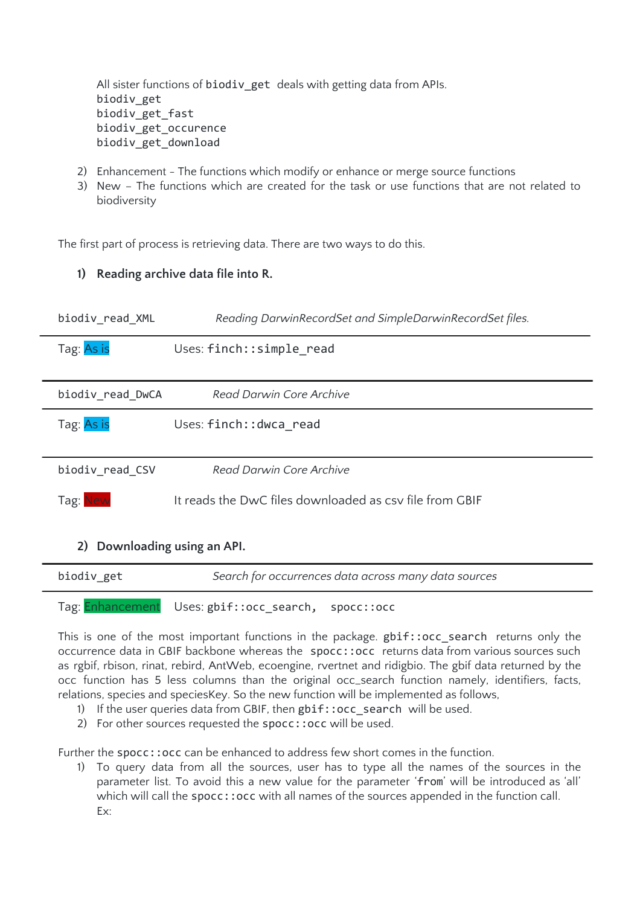All sister functions of `biodiv_get` deals with getting data from APIs.
`biodiv_get`
`biodiv_get_fast`
`biodiv_get_occurence`
`biodiv_get_download`

2) Enhancement - The functions which modify or enhance or merge source functions
3) New – The functions which are created for the task or use functions that are not related to biodiversity

The first part of process is retrieving data. There are two ways to do this.

**1) Reading archive data file into R.**

| `biodiv_read_XML` | *Reading DarwinRecordSet and SimpleDarwinRecordSet files.* |
|---|---|
| Tag: As is | Uses: `finch::simple_read` |

| `biodiv_read_DwCA` | *Read Darwin Core Archive* |
|---|---|
| Tag: As is | Uses: `finch::dwca_read` |

| `biodiv_read_CSV` | *Read Darwin Core Archive* |
|---|---|
| Tag: New | It reads the DwC files downloaded as csv file from GBIF |

**2) Downloading using an API.**

| `biodiv_get` | *Search for occurrences data across many data sources* |
|---|---|
| Tag: Enhancement | Uses: `gbif::occ_search`, `spocc::occ` |

This is one of the most important functions in the package. `gbif::occ_search` returns only the occurrence data in GBIF backbone whereas the `spocc::occ` returns data from various sources such as rgbif, rbison, rinat, rebird, AntWeb, ecoengine, rvertnet and ridigbio. The gbif data returned by the occ function has 5 less columns than the original occ_search function namely, identifiers, facts, relations, species and speciesKey. So the new function will be implemented as follows,

1) If the user queries data from GBIF, then `gbif::occ_search` will be used.
2) For other sources requested the `spocc::occ` will be used.

Further the `spocc::occ` can be enhanced to address few short comes in the function.

1) To query data from all the sources, user has to type all the names of the sources in the parameter list. To avoid this a new value for the parameter '`from`' will be introduced as 'all' which will call the `spocc::occ` with all names of the sources appended in the function call.
   Ex: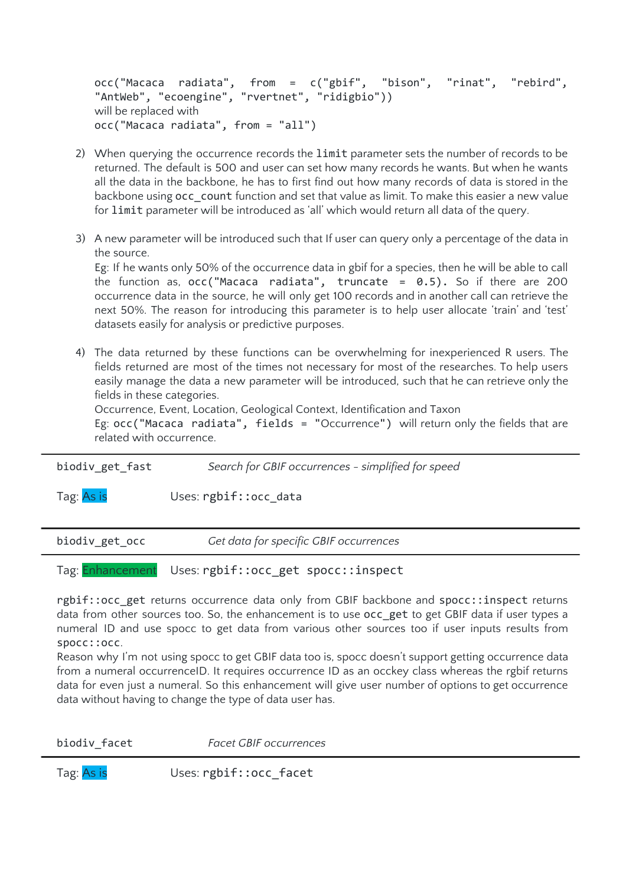```
occ("Macaca radiata", from = c("gbif", "bison", "rinat", "rebird", "AntWeb", "ecoengine", "rvertnet", "ridigbio"))
```

will be replaced with

```
occ("Macaca radiata", from = "all")
```

2) When querying the occurrence records the `limit` parameter sets the number of records to be returned. The default is 500 and user can set how many records he wants. But when he wants all the data in the backbone, he has to first find out how many records of data is stored in the backbone using `occ_count` function and set that value as limit. To make this easier a new value for `limit` parameter will be introduced as 'all' which would return all data of the query.

3) A new parameter will be introduced such that If user can query only a percentage of the data in the source.
Eg: If he wants only 50% of the occurrence data in gbif for a species, then he will be able to call the function as, `occ("Macaca radiata", truncate = 0.5).` So if there are 200 occurrence data in the source, he will only get 100 records and in another call can retrieve the next 50%. The reason for introducing this parameter is to help user allocate 'train' and 'test' datasets easily for analysis or predictive purposes.

4) The data returned by these functions can be overwhelming for inexperienced R users. The fields returned are most of the times not necessary for most of the researches. To help users easily manage the data a new parameter will be introduced, such that he can retrieve only the fields in these categories.
Occurrence, Event, Location, Geological Context, Identification and Taxon
Eg: `occ("Macaca radiata", fields = "Occurrence")` will return only the fields that are related with occurrence.

---

`biodiv_get_fast` *Search for GBIF occurrences - simplified for speed*

Tag: As is Uses: `rgbif::occ_data`

---

`biodiv_get_occ` *Get data for specific GBIF occurrences*

---

Tag: Enhancement Uses: `rgbif::occ_get spocc::inspect`

`rgbif::occ_get` returns occurrence data only from GBIF backbone and `spocc::inspect` returns data from other sources too. So, the enhancement is to use `occ_get` to get GBIF data if user types a numeral ID and use spocc to get data from various other sources too if user inputs results from `spocc::occ`.
Reason why I'm not using spocc to get GBIF data too is, spocc doesn't support getting occurrence data from a numeral occurrenceID. It requires occurrence ID as an occkey class whereas the rgbif returns data for even just a numeral. So this enhancement will give user number of options to get occurrence data without having to change the type of data user has.

`biodiv_facet` *Facet GBIF occurrences*

---

Tag: As is Uses: `rgbif::occ_facet`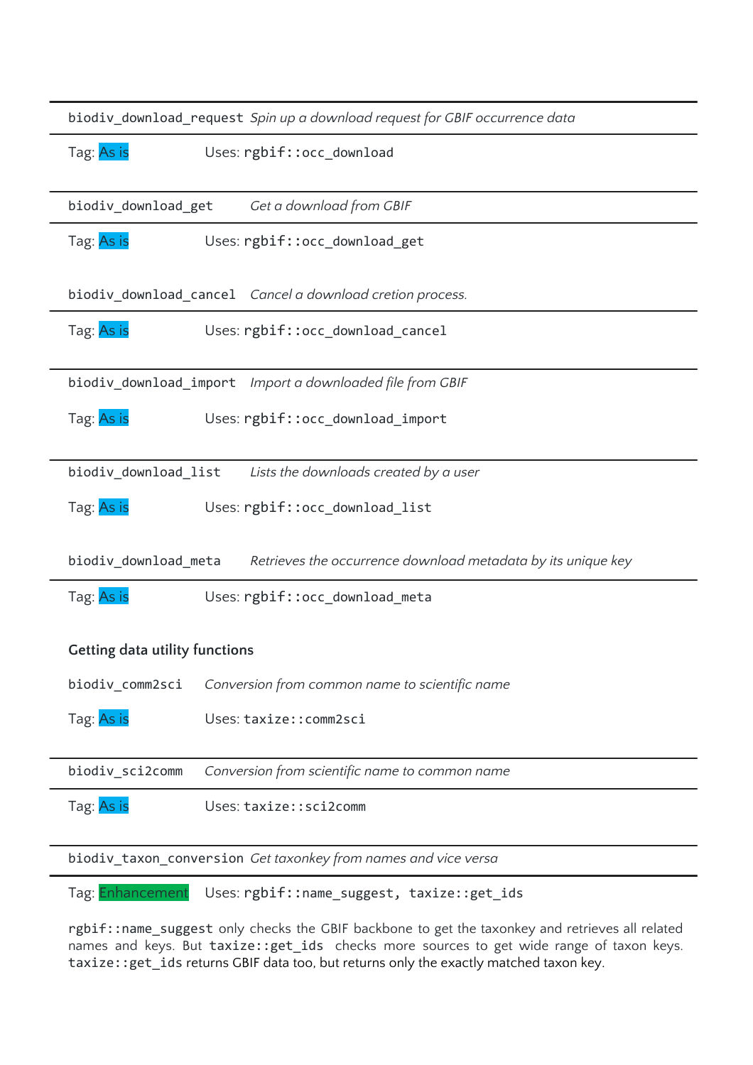| `biodiv_download_request` | *Spin up a download request for GBIF occurrence data* |
|---|---|
| Tag: As is | Uses: `rgbif::occ_download` |

| `biodiv_download_get` | *Get a download from GBIF* |
|---|---|
| Tag: As is | Uses: `rgbif::occ_download_get` |

| `biodiv_download_cancel` | *Cancel a download cretion process.* |
|---|---|
| Tag: As is | Uses: `rgbif::occ_download_cancel` |

| `biodiv_download_import` | *Import a downloaded file from GBIF* |
|---|---|
| Tag: As is | Uses: `rgbif::occ_download_import` |

| `biodiv_download_list` | *Lists the downloads created by a user* |
|---|---|
| Tag: As is | Uses: `rgbif::occ_download_list` |

| `biodiv_download_meta` | *Retrieves the occurrence download metadata by its unique key* |
|---|---|
| Tag: As is | Uses: `rgbif::occ_download_meta` |

**Getting data utility functions**

| `biodiv_comm2sci` | *Conversion from common name to scientific name* |
|---|---|
| Tag: As is | Uses: `taxize::comm2sci` |

| `biodiv_sci2comm` | *Conversion from scientific name to common name* |
|---|---|
| Tag: As is | Uses: `taxize::sci2comm` |

| `biodiv_taxon_conversion` | *Get taxonkey from names and vice versa* |
|---|---|
| Tag: Enhancement | Uses: `rgbif::name_suggest, taxize::get_ids` |

`rgbif::name_suggest` only checks the GBIF backbone to get the taxonkey and retrieves all related names and keys. But `taxize::get_ids` checks more sources to get wide range of taxon keys. `taxize::get_ids` returns GBIF data too, but returns only the exactly matched taxon key.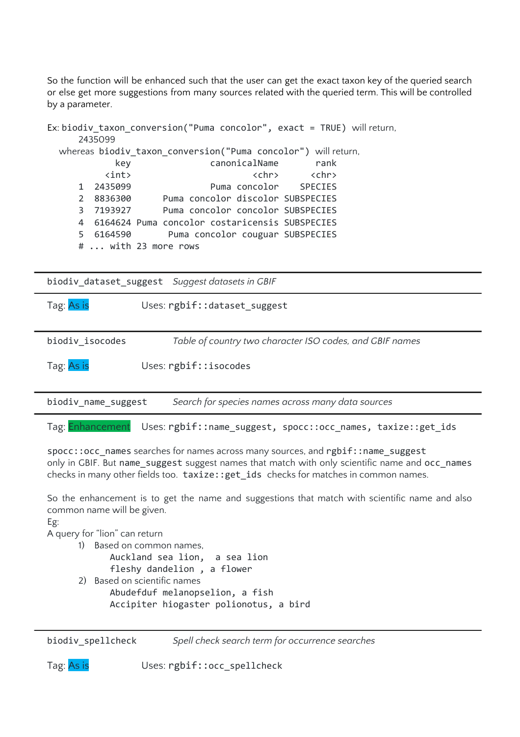So the function will be enhanced such that the user can get the exact taxon key of the queried search or else get more suggestions from many sources related with the queried term. This will be controlled by a parameter.

Ex: `biodiv_taxon_conversion("Puma concolor", exact = TRUE)` will return,

```
2435099
```

whereas `biodiv_taxon_conversion("Puma concolor")` will return,

```
      key                canonicalName       rank
    <int>                        <chr>      <chr>
1  2435099               Puma concolor    SPECIES
2  8836300      Puma concolor discolor SUBSPECIES
3  7193927      Puma concolor concolor SUBSPECIES
4  6164624 Puma concolor costaricensis SUBSPECIES
5  6164590       Puma concolor couguar SUBSPECIES
# ... with 23 more rows
```

| `biodiv_dataset_suggest` | *Suggest datasets in GBIF* |
|---|---|
| Tag: As is | Uses: `rgbif::dataset_suggest` |

| `biodiv_isocodes` | *Table of country two character ISO codes, and GBIF names* |
|---|---|
| Tag: As is | Uses: `rgbif::isocodes` |

| `biodiv_name_suggest` | *Search for species names across many data sources* |
|---|---|
| Tag: Enhancement | Uses: `rgbif::name_suggest, spocc::occ_names, taxize::get_ids` |

`spocc::occ_names` searches for names across many sources, and `rgbif::name_suggest` only in GBIF. But `name_suggest` suggest names that match with only scientific name and `occ_names` checks in many other fields too. `taxize::get_ids` checks for matches in common names.

So the enhancement is to get the name and suggestions that match with scientific name and also common name will be given.

Eg:

A query for "lion" can return

1) Based on common names,
   `Auckland sea lion, a sea lion`
   `fleshy dandelion , a flower`
2) Based on scientific names
   `Abudefduf melanopselion, a fish`
   `Accipiter hiogaster polionotus, a bird`

| `biodiv_spellcheck` | *Spell check search term for occurrence searches* |
|---|---|
| Tag: As is | Uses: `rgbif::occ_spellcheck` |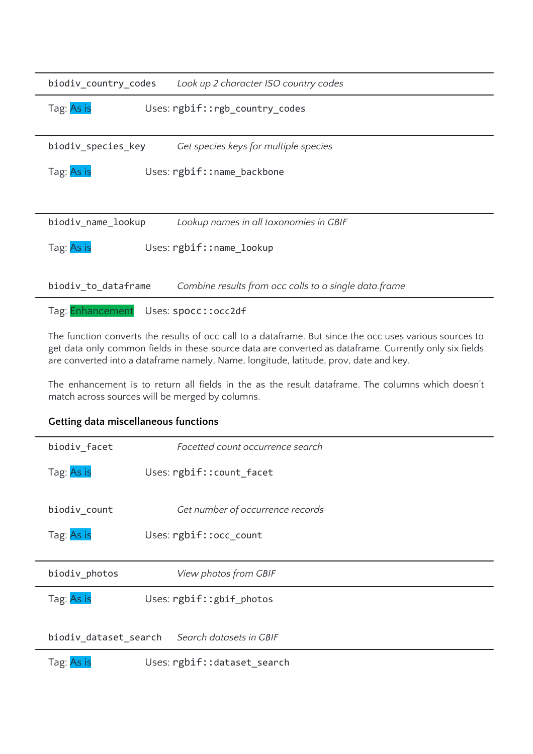| `biodiv_country_codes` | *Look up 2 character ISO country codes* |
|---|---|
| Tag: As is | Uses: `rgbif::rgb_country_codes` |

| `biodiv_species_key` | *Get species keys for multiple species* |
|---|---|
| Tag: As is | Uses: `rgbif::name_backbone` |

| `biodiv_name_lookup` | *Lookup names in all taxonomies in GBIF* |
|---|---|
| Tag: As is | Uses: `rgbif::name_lookup` |

| `biodiv_to_dataframe` | *Combine results from occ calls to a single data.frame* |
|---|---|
| Tag: Enhancement | Uses: `spocc::occ2df` |

The function converts the results of occ call to a dataframe. But since the occ uses various sources to get data only common fields in these source data are converted as dataframe. Currently only six fields are converted into a dataframe namely, Name, longitude, latitude, prov, date and key.

The enhancement is to return all fields in the as the result dataframe. The columns which doesn't match across sources will be merged by columns.

### Getting data miscellaneous functions

| `biodiv_facet` | *Facetted count occurrence search* |
|---|---|
| Tag: As is | Uses: `rgbif::count_facet` |

| `biodiv_count` | *Get number of occurrence records* |
|---|---|
| Tag: As is | Uses: `rgbif::occ_count` |

| `biodiv_photos` | *View photos from GBIF* |
|---|---|
| Tag: As is | Uses: `rgbif::gbif_photos` |

| `biodiv_dataset_search` | *Search datasets in GBIF* |
|---|---|
| Tag: As is | Uses: `rgbif::dataset_search` |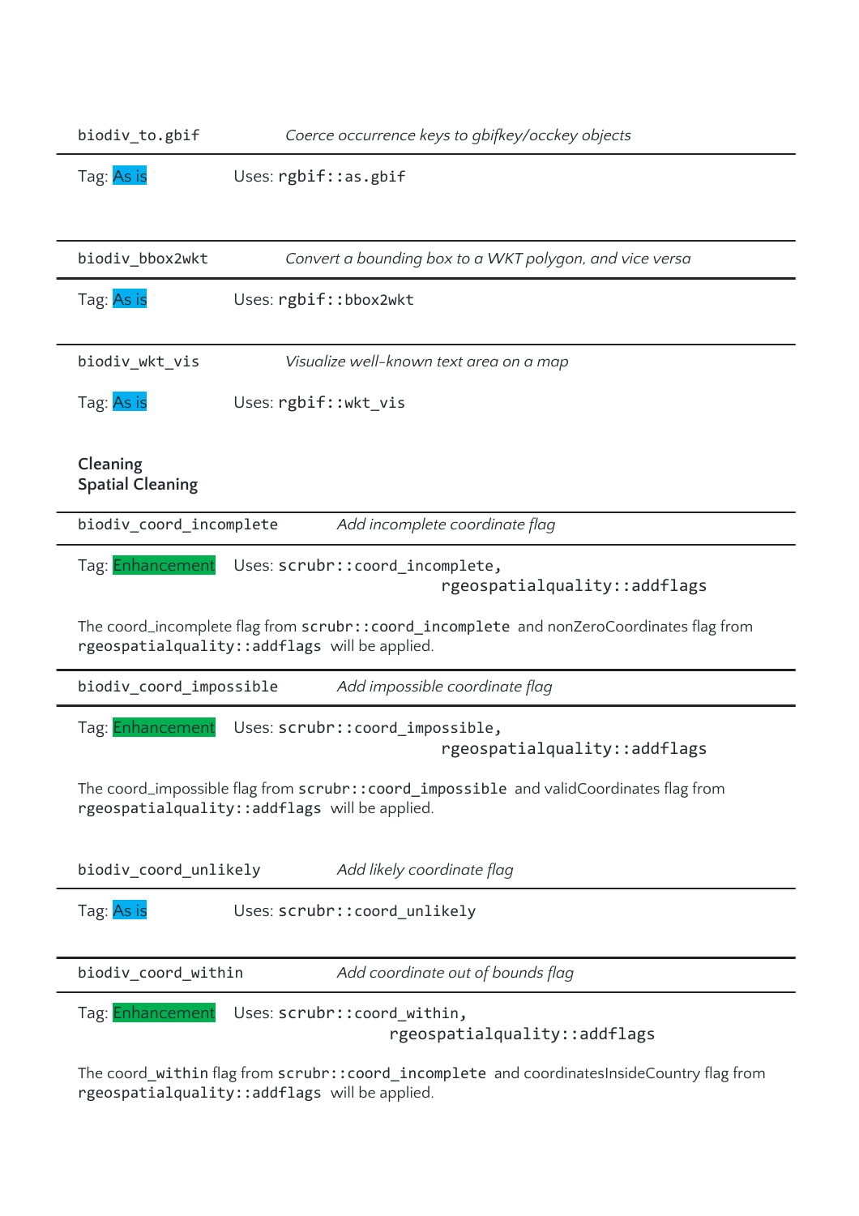`biodiv_to.gbif` *Coerce occurrence keys to gbifkey/occkey objects*

Tag: As is Uses: `rgbif::as.gbif`

---

`biodiv_bbox2wkt` *Convert a bounding box to a WKT polygon, and vice versa*

Tag: As is Uses: `rgbif::bbox2wkt`

---

`biodiv_wkt_vis` *Visualize well-known text area on a map*

Tag: As is Uses: `rgbif::wkt_vis`

**Cleaning**
**Spatial Cleaning**

---

`biodiv_coord_incomplete` *Add incomplete coordinate flag*

Tag: Enhancement Uses: `scrubr::coord_incomplete`, `rgeospatialquality::addflags`

The coord_incomplete flag from `scrubr::coord_incomplete` and nonZeroCoordinates flag from `rgeospatialquality::addflags` will be applied.

---

`biodiv_coord_impossible` *Add impossible coordinate flag*

Tag: Enhancement Uses: `scrubr::coord_impossible`, `rgeospatialquality::addflags`

The coord_impossible flag from `scrubr::coord_impossible` and validCoordinates flag from `rgeospatialquality::addflags` will be applied.

---

`biodiv_coord_unlikely` *Add likely coordinate flag*

Tag: As is Uses: `scrubr::coord_unlikely`

---

`biodiv_coord_within` *Add coordinate out of bounds flag*

Tag: Enhancement Uses: `scrubr::coord_within`, `rgeospatialquality::addflags`

The coord_within flag from `scrubr::coord_incomplete` and coordinatesInsideCountry flag from `rgeospatialquality::addflags` will be applied.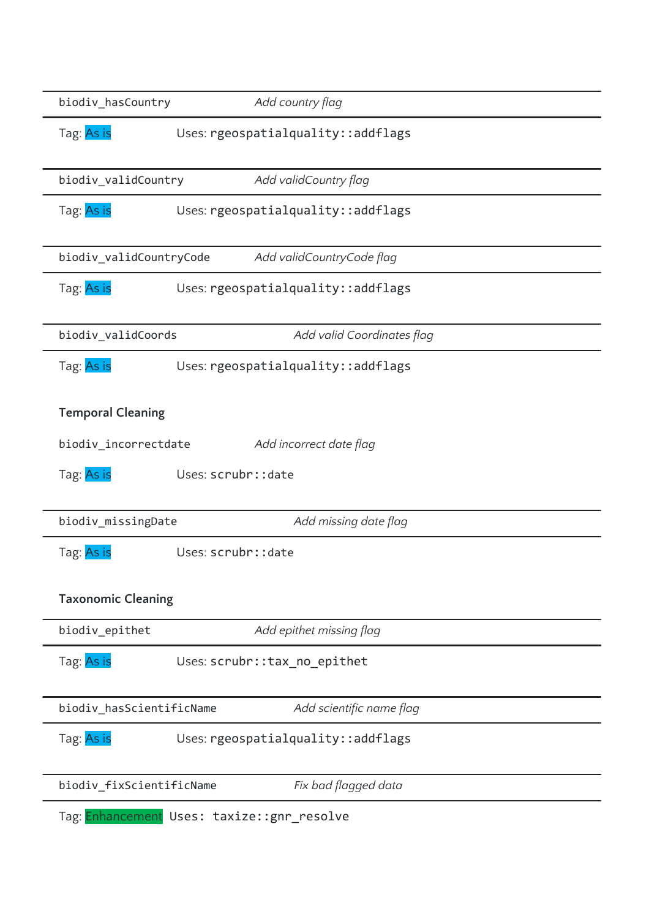| `biodiv_hasCountry` | *Add country flag* |
|---|---|
| Tag: As is | Uses: `rgeospatialquality::addflags` |

| `biodiv_validCountry` | *Add validCountry flag* |
|---|---|
| Tag: As is | Uses: `rgeospatialquality::addflags` |

| `biodiv_validCountryCode` | *Add validCountryCode flag* |
|---|---|
| Tag: As is | Uses: `rgeospatialquality::addflags` |

| `biodiv_validCoords` | *Add valid Coordinates flag* |
|---|---|
| Tag: As is | Uses: `rgeospatialquality::addflags` |

**Temporal Cleaning**

| `biodiv_incorrectdate` | *Add incorrect date flag* |
|---|---|
| Tag: As is | Uses: `scrubr::date` |

| `biodiv_missingDate` | *Add missing date flag* |
|---|---|
| Tag: As is | Uses: `scrubr::date` |

**Taxonomic Cleaning**

| `biodiv_epithet` | *Add epithet missing flag* |
|---|---|
| Tag: As is | Uses: `scrubr::tax_no_epithet` |

| `biodiv_hasScientificName` | *Add scientific name flag* |
|---|---|
| Tag: As is | Uses: `rgeospatialquality::addflags` |

| `biodiv_fixScientificName` | *Fix bad flagged data* |
|---|---|
| Tag: Enhancement | Uses: `taxize::gnr_resolve` |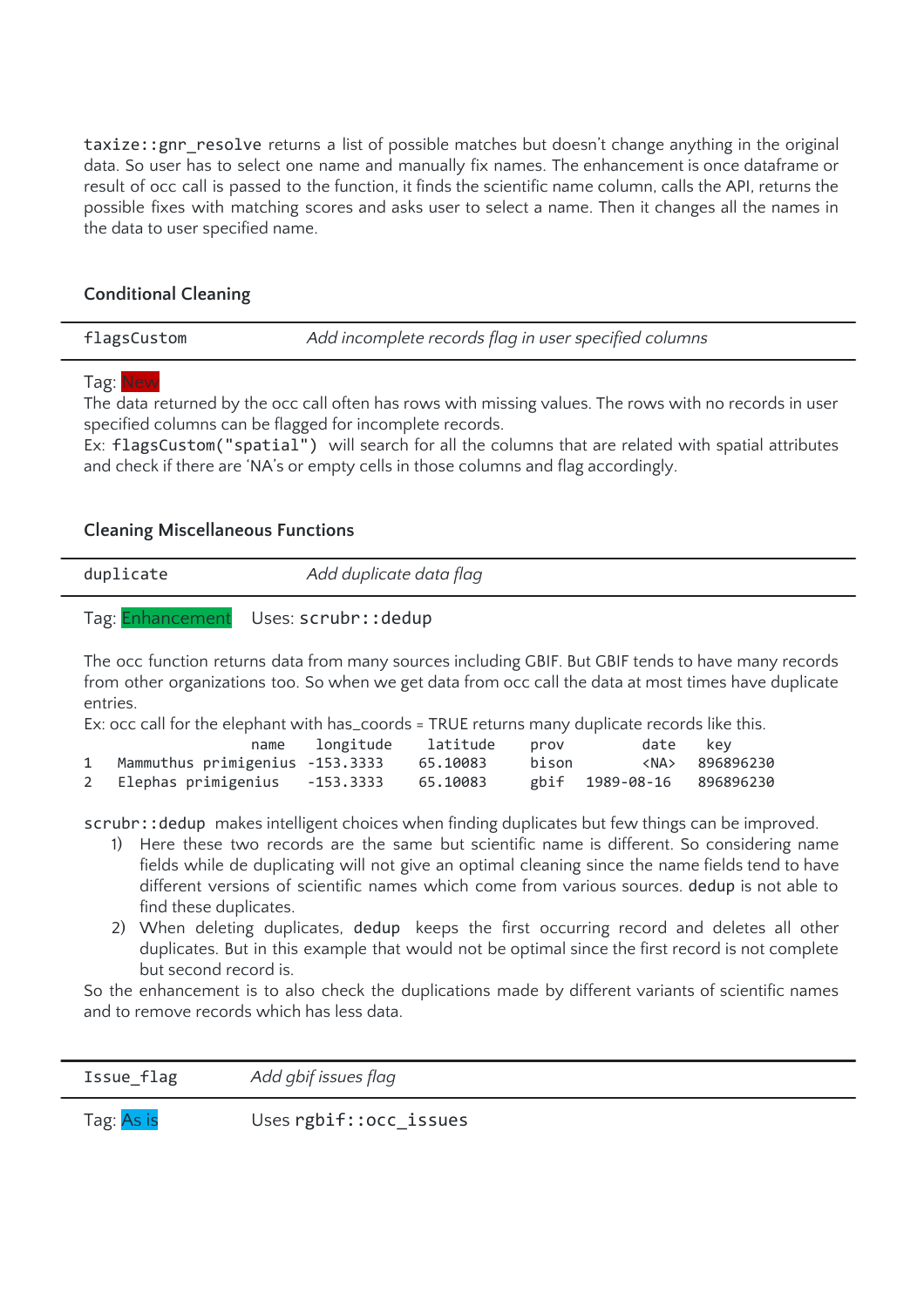`taxize::gnr_resolve` returns a list of possible matches but doesn't change anything in the original data. So user has to select one name and manually fix names. The enhancement is once dataframe or result of occ call is passed to the function, it finds the scientific name column, calls the API, returns the possible fixes with matching scores and asks user to select a name. Then it changes all the names in the data to user specified name.

### Conditional Cleaning

| `flagsCustom` | *Add incomplete records flag in user specified columns* |
|---|---|

Tag: New

The data returned by the occ call often has rows with missing values. The rows with no records in user specified columns can be flagged for incomplete records.

Ex: `flagsCustom("spatial")` will search for all the columns that are related with spatial attributes and check if there are 'NA's or empty cells in those columns and flag accordingly.

### Cleaning Miscellaneous Functions

| `duplicate` | *Add duplicate data flag* |
|---|---|

Tag: Enhancement    Uses: `scrubr::dedup`

The occ function returns data from many sources including GBIF. But GBIF tends to have many records from other organizations too. So when we get data from occ call the data at most times have duplicate entries.

Ex: occ call for the elephant with has_coords = TRUE returns many duplicate records like this.

```
                 name   longitude    latitude    prov        date     key
1  Mammuthus primigenius -153.3333   65.10083    bison       <NA>   896896230
2  Elephas primigenius   -153.3333   65.10083    gbif   1989-08-16  896896230
```

`scrubr::dedup` makes intelligent choices when finding duplicates but few things can be improved.

1) Here these two records are the same but scientific name is different. So considering name fields while de duplicating will not give an optimal cleaning since the name fields tend to have different versions of scientific names which come from various sources. `dedup` is not able to find these duplicates.
2) When deleting duplicates, `dedup` keeps the first occurring record and deletes all other duplicates. But in this example that would not be optimal since the first record is not complete but second record is.

So the enhancement is to also check the duplications made by different variants of scientific names and to remove records which has less data.

| `Issue_flag` | *Add gbif issues flag* |
|---|---|

Tag: As is    Uses `rgbif::occ_issues`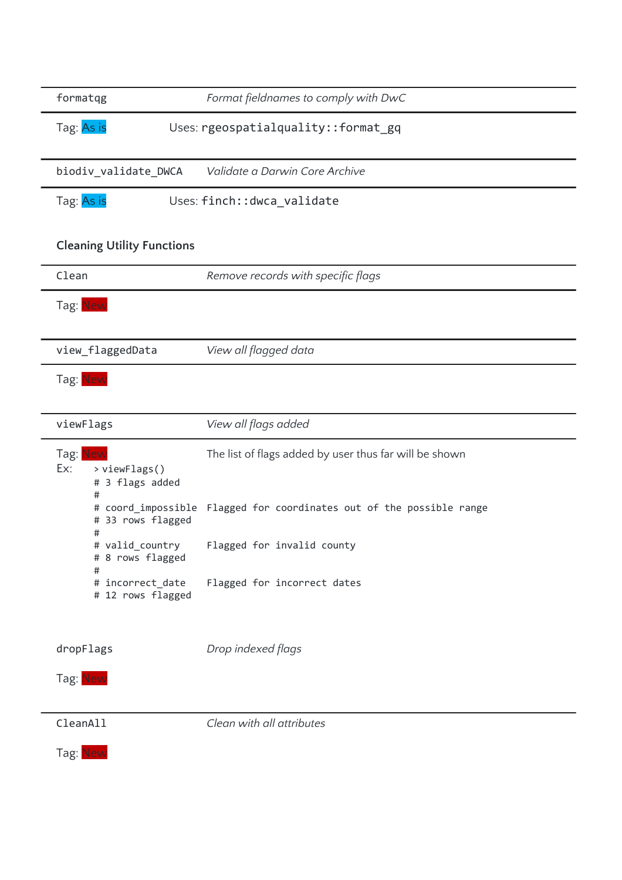| `formatgq` | *Format fieldnames to comply with DwC* |
|---|---|
| Tag: As is | Uses: `rgeospatialquality::format_gq` |

| `biodiv_validate_DWCA` | *Validate a Darwin Core Archive* |
|---|---|
| Tag: As is | Uses: `finch::dwca_validate` |

### Cleaning Utility Functions

| `Clean` | *Remove records with specific flags* |
|---|---|
| Tag: New | |

| `view_flaggedData` | *View all flagged data* |
|---|---|
| Tag: New | |

| `viewFlags` | *View all flags added* |
|---|---|
| Tag: New | The list of flags added by user thus far will be shown |

Ex:

```
> viewFlags()
# 3 flags added
#
# coord_impossible  Flagged for coordinates out of the possible range
# 33 rows flagged
#
# valid_country     Flagged for invalid county
# 8 rows flagged
#
# incorrect_date    Flagged for incorrect dates
# 12 rows flagged
```

| `dropFlags` | *Drop indexed flags* |
|---|---|
| Tag: New | |

| `CleanAll` | *Clean with all attributes* |
|---|---|
| Tag: New | |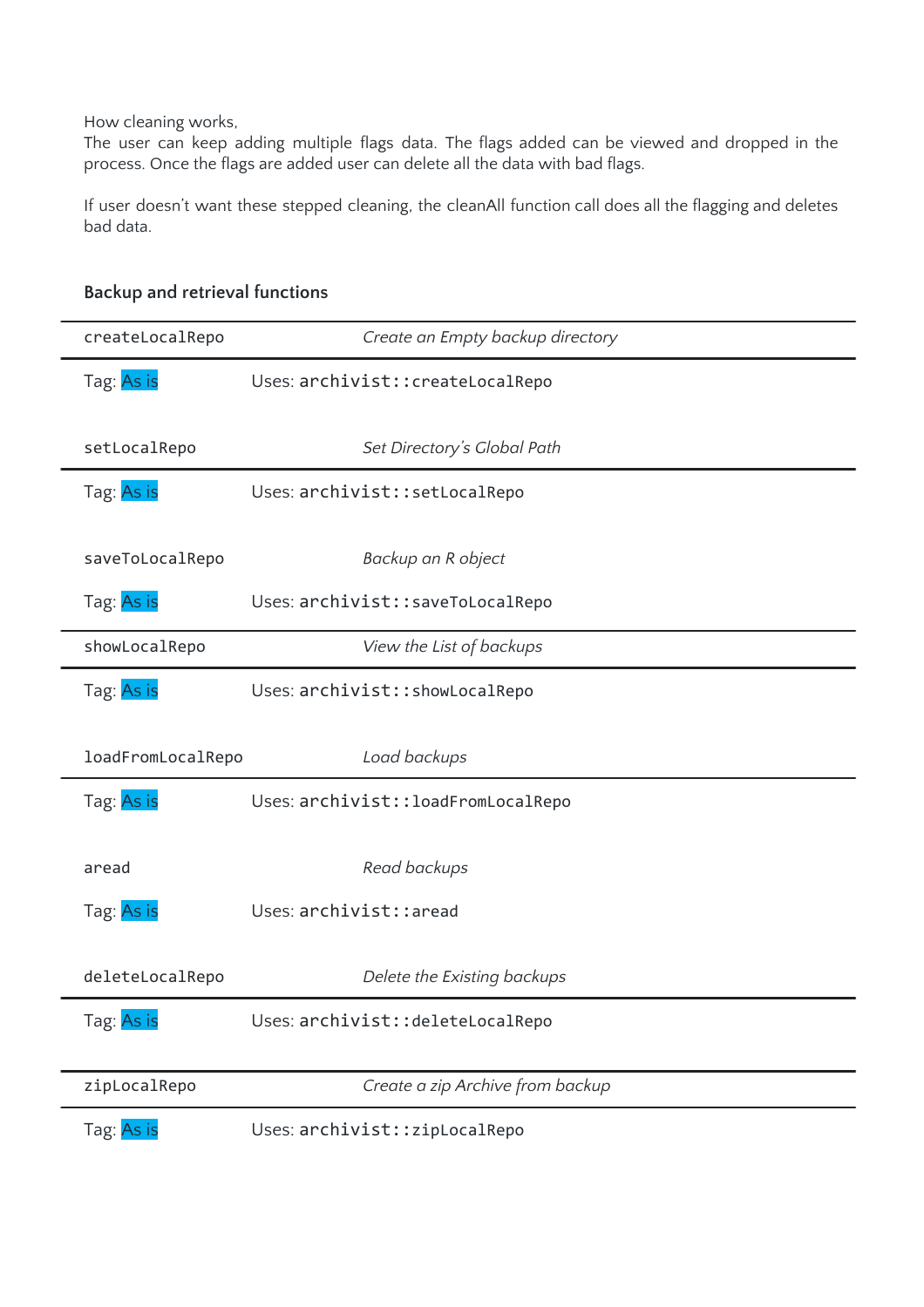How cleaning works,
The user can keep adding multiple flags data. The flags added can be viewed and dropped in the process. Once the flags are added user can delete all the data with bad flags.

If user doesn't want these stepped cleaning, the cleanAll function call does all the flagging and deletes bad data.

### Backup and retrieval functions

| `createLocalRepo` | *Create an Empty backup directory* |
|---|---|
| Tag: As is | Uses: `archivist::createLocalRepo` |

| `setLocalRepo` | *Set Directory's Global Path* |
|---|---|
| Tag: As is | Uses: `archivist::setLocalRepo` |

| `saveToLocalRepo` | *Backup an R object* |
|---|---|
| Tag: As is | Uses: `archivist::saveToLocalRepo` |

| `showLocalRepo` | *View the List of backups* |
|---|---|
| Tag: As is | Uses: `archivist::showLocalRepo` |

| `loadFromLocalRepo` | *Load backups* |
|---|---|
| Tag: As is | Uses: `archivist::loadFromLocalRepo` |

| `aread` | *Read backups* |
|---|---|
| Tag: As is | Uses: `archivist::aread` |

| `deleteLocalRepo` | *Delete the Existing backups* |
|---|---|
| Tag: As is | Uses: `archivist::deleteLocalRepo` |

| `zipLocalRepo` | *Create a zip Archive from backup* |
|---|---|
| Tag: As is | Uses: `archivist::zipLocalRepo` |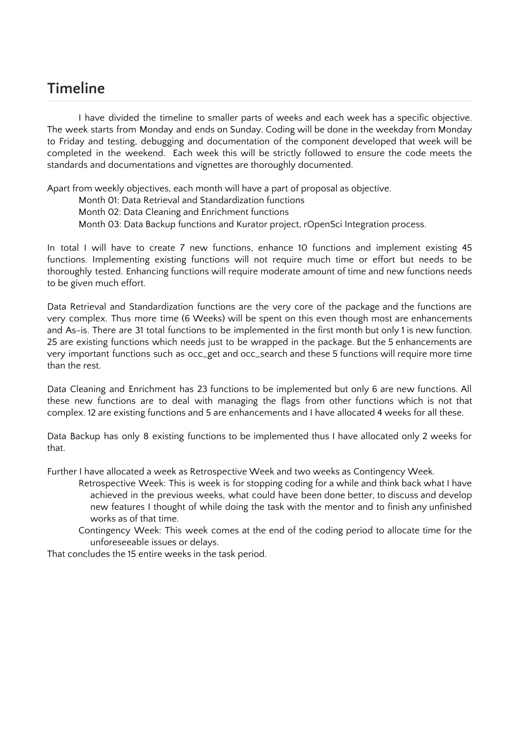## Timeline

I have divided the timeline to smaller parts of weeks and each week has a specific objective. The week starts from Monday and ends on Sunday. Coding will be done in the weekday from Monday to Friday and testing, debugging and documentation of the component developed that week will be completed in the weekend. Each week this will be strictly followed to ensure the code meets the standards and documentations and vignettes are thoroughly documented.

Apart from weekly objectives, each month will have a part of proposal as objective.

Month 01: Data Retrieval and Standardization functions
Month 02: Data Cleaning and Enrichment functions
Month 03: Data Backup functions and Kurator project, rOpenSci Integration process.

In total I will have to create 7 new functions, enhance 10 functions and implement existing 45 functions. Implementing existing functions will not require much time or effort but needs to be thoroughly tested. Enhancing functions will require moderate amount of time and new functions needs to be given much effort.

Data Retrieval and Standardization functions are the very core of the package and the functions are very complex. Thus more time (6 Weeks) will be spent on this even though most are enhancements and As-is. There are 31 total functions to be implemented in the first month but only 1 is new function. 25 are existing functions which needs just to be wrapped in the package. But the 5 enhancements are very important functions such as occ_get and occ_search and these 5 functions will require more time than the rest.

Data Cleaning and Enrichment has 23 functions to be implemented but only 6 are new functions. All these new functions are to deal with managing the flags from other functions which is not that complex. 12 are existing functions and 5 are enhancements and I have allocated 4 weeks for all these.

Data Backup has only 8 existing functions to be implemented thus I have allocated only 2 weeks for that.

Further I have allocated a week as Retrospective Week and two weeks as Contingency Week.

Retrospective Week: This is week is for stopping coding for a while and think back what I have achieved in the previous weeks, what could have been done better, to discuss and develop new features I thought of while doing the task with the mentor and to finish any unfinished works as of that time.

Contingency Week: This week comes at the end of the coding period to allocate time for the unforeseeable issues or delays.

That concludes the 15 entire weeks in the task period.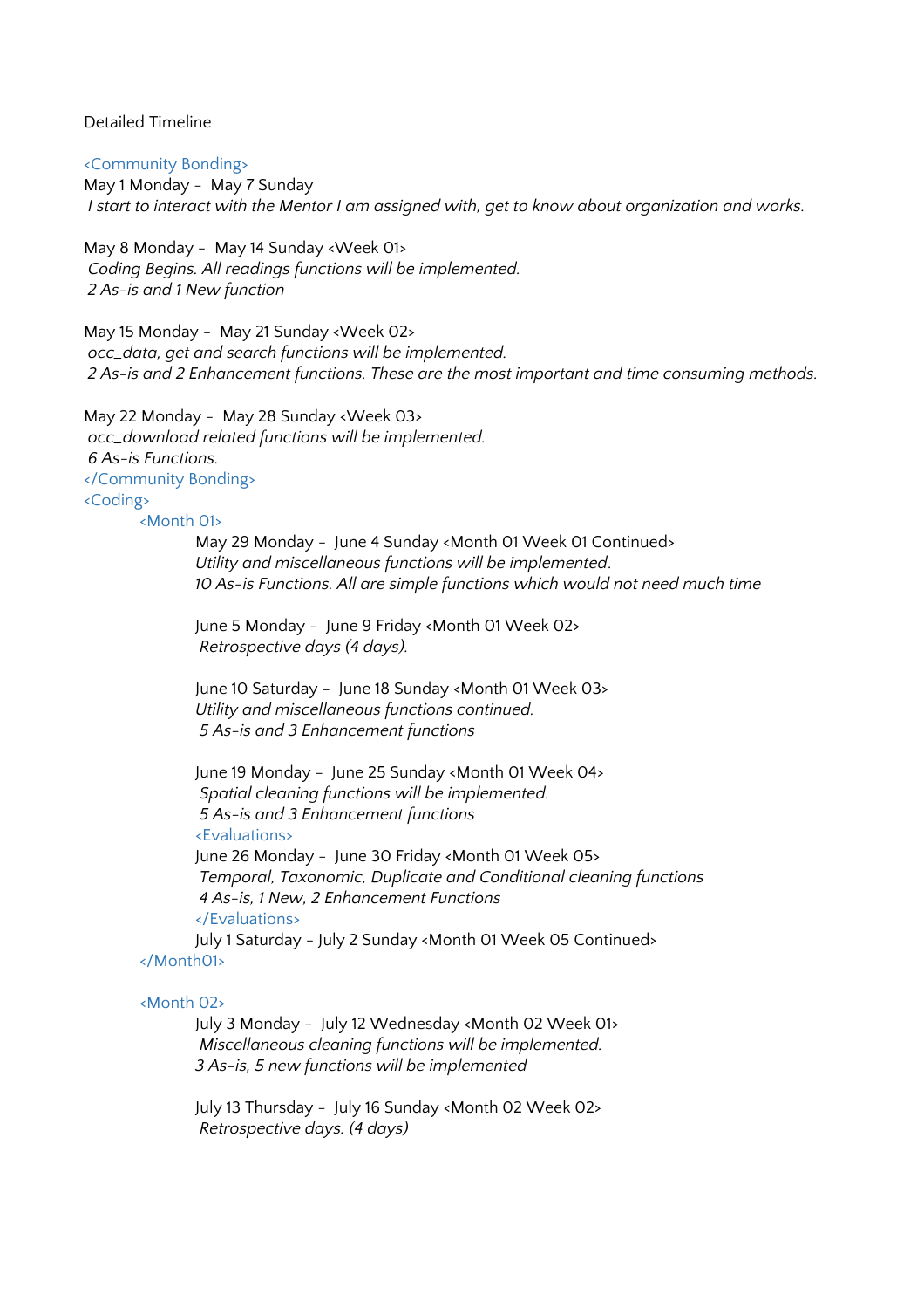Detailed Timeline

<Community Bonding>

May 1 Monday - May 7 Sunday

*I start to interact with the Mentor I am assigned with, get to know about organization and works.*

May 8 Monday - May 14 Sunday <Week 01>

*Coding Begins. All readings functions will be implemented.*

*2 As-is and 1 New function*

May 15 Monday - May 21 Sunday <Week 02>

*occ_data, get and search functions will be implemented.*

*2 As-is and 2 Enhancement functions. These are the most important and time consuming methods.*

May 22 Monday - May 28 Sunday <Week 03>

*occ_download related functions will be implemented.*

*6 As-is Functions.*

</Community Bonding>

<Coding>

<Month 01>

May 29 Monday - June 4 Sunday <Month 01 Week 01 Continued>

*Utility and miscellaneous functions will be implemented.*

*10 As-is Functions. All are simple functions which would not need much time*

June 5 Monday - June 9 Friday <Month 01 Week 02>

*Retrospective days (4 days).*

June 10 Saturday - June 18 Sunday <Month 01 Week 03>

*Utility and miscellaneous functions continued.*

*5 As-is and 3 Enhancement functions*

June 19 Monday - June 25 Sunday <Month 01 Week 04>

*Spatial cleaning functions will be implemented.*

*5 As-is and 3 Enhancement functions*

<Evaluations>

June 26 Monday - June 30 Friday <Month 01 Week 05>

*Temporal, Taxonomic, Duplicate and Conditional cleaning functions*

*4 As-is, 1 New, 2 Enhancement Functions*

</Evaluations>

July 1 Saturday - July 2 Sunday <Month 01 Week 05 Continued>

</Month01>

<Month 02>

July 3 Monday - July 12 Wednesday <Month 02 Week 01>

*Miscellaneous cleaning functions will be implemented.*

*3 As-is, 5 new functions will be implemented*

July 13 Thursday - July 16 Sunday <Month 02 Week 02>

*Retrospective days. (4 days)*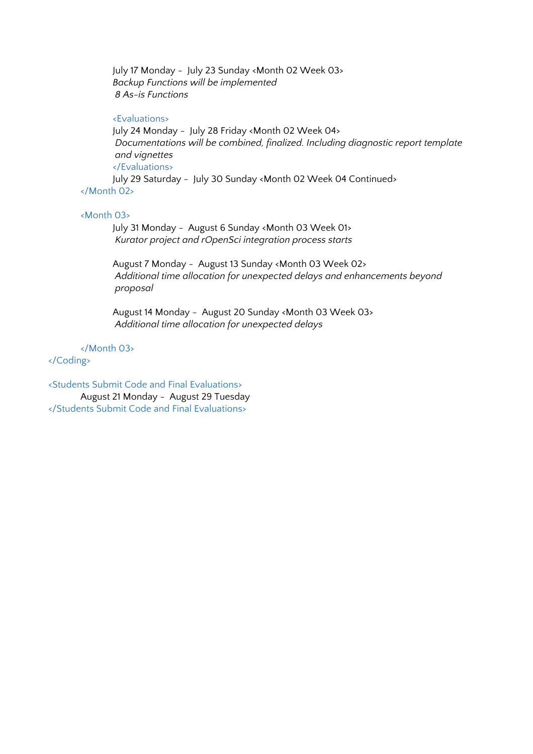July 17 Monday –  July 23 Sunday <Month 02 Week 03>
*Backup Functions will be implemented*
*8 As-is Functions*

<Evaluations>
July 24 Monday –  July 28 Friday <Month 02 Week 04>
*Documentations will be combined, finalized. Including diagnostic report template and vignettes*
</Evaluations>
July 29 Saturday –  July 30 Sunday <Month 02 Week 04 Continued>
</Month 02>

<Month 03>
July 31 Monday –  August 6 Sunday <Month 03 Week 01>
*Kurator project and rOpenSci integration process starts*

August 7 Monday –  August 13 Sunday <Month 03 Week 02>
*Additional time allocation for unexpected delays and enhancements beyond proposal*

August 14 Monday –  August 20 Sunday <Month 03 Week 03>
*Additional time allocation for unexpected delays*

</Month 03>
</Coding>

<Students Submit Code and Final Evaluations>
August 21 Monday –  August 29 Tuesday
</Students Submit Code and Final Evaluations>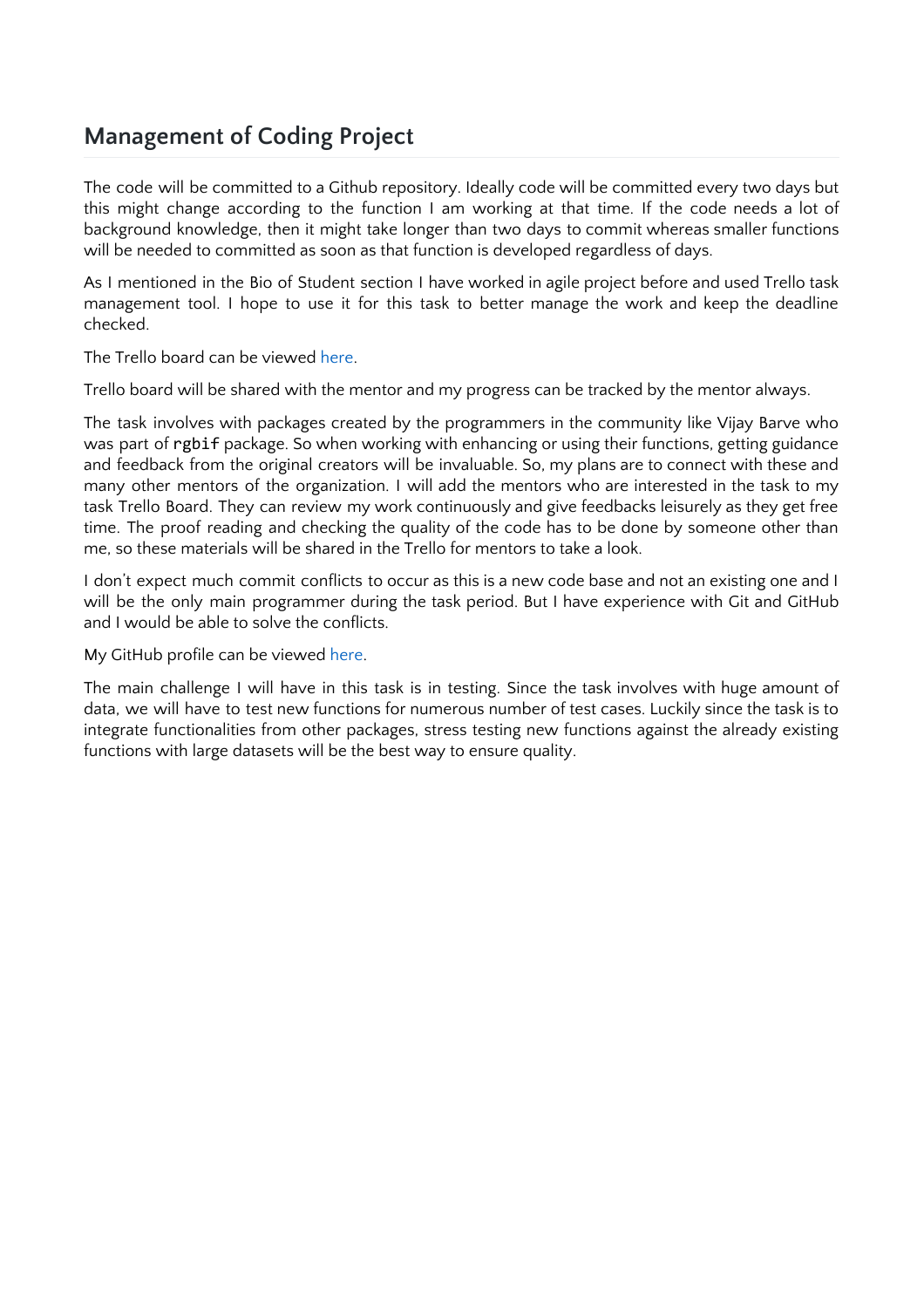## Management of Coding Project

The code will be committed to a Github repository. Ideally code will be committed every two days but this might change according to the function I am working at that time. If the code needs a lot of background knowledge, then it might take longer than two days to commit whereas smaller functions will be needed to committed as soon as that function is developed regardless of days.

As I mentioned in the Bio of Student section I have worked in agile project before and used Trello task management tool. I hope to use it for this task to better manage the work and keep the deadline checked.

The Trello board can be viewed here.

Trello board will be shared with the mentor and my progress can be tracked by the mentor always.

The task involves with packages created by the programmers in the community like Vijay Barve who was part of `rgbif` package. So when working with enhancing or using their functions, getting guidance and feedback from the original creators will be invaluable. So, my plans are to connect with these and many other mentors of the organization. I will add the mentors who are interested in the task to my task Trello Board. They can review my work continuously and give feedbacks leisurely as they get free time. The proof reading and checking the quality of the code has to be done by someone other than me, so these materials will be shared in the Trello for mentors to take a look.

I don't expect much commit conflicts to occur as this is a new code base and not an existing one and I will be the only main programmer during the task period. But I have experience with Git and GitHub and I would be able to solve the conflicts.

My GitHub profile can be viewed here.

The main challenge I will have in this task is in testing. Since the task involves with huge amount of data, we will have to test new functions for numerous number of test cases. Luckily since the task is to integrate functionalities from other packages, stress testing new functions against the already existing functions with large datasets will be the best way to ensure quality.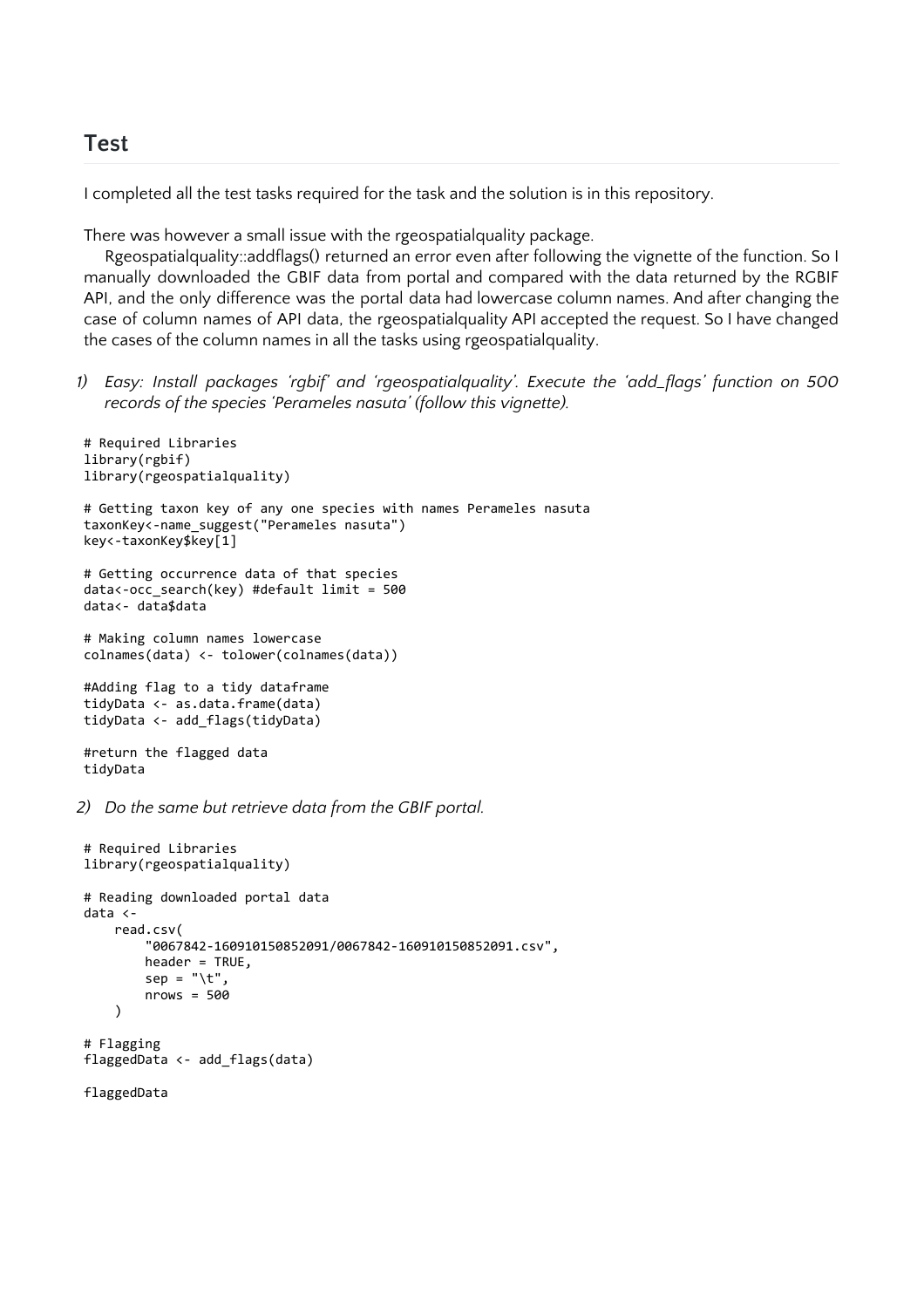## Test

I completed all the test tasks required for the task and the solution is in this repository.

There was however a small issue with the rgeospatialquality package.
Rgeospatialquality::addflags() returned an error even after following the vignette of the function. So I manually downloaded the GBIF data from portal and compared with the data returned by the RGBIF API, and the only difference was the portal data had lowercase column names. And after changing the case of column names of API data, the rgeospatialquality API accepted the request. So I have changed the cases of the column names in all the tasks using rgeospatialquality.

1) *Easy: Install packages 'rgbif' and 'rgeospatialquality'. Execute the 'add_flags' function on 500 records of the species 'Perameles nasuta' (follow this vignette).*

```
# Required Libraries
library(rgbif)
library(rgeospatialquality)

# Getting taxon key of any one species with names Perameles nasuta
taxonKey<-name_suggest("Perameles nasuta")
key<-taxonKey$key[1]

# Getting occurrence data of that species
data<-occ_search(key) #default limit = 500
data<- data$data

# Making column names lowercase
colnames(data) <- tolower(colnames(data))

#Adding flag to a tidy dataframe
tidyData <- as.data.frame(data)
tidyData <- add_flags(tidyData)

#return the flagged data
tidyData
```

2) *Do the same but retrieve data from the GBIF portal.*

```
# Required Libraries
library(rgeospatialquality)

# Reading downloaded portal data
data <-
    read.csv(
        "0067842-160910150852091/0067842-160910150852091.csv",
        header = TRUE,
        sep = "\t",
        nrows = 500
    )

# Flagging
flaggedData <- add_flags(data)

flaggedData
```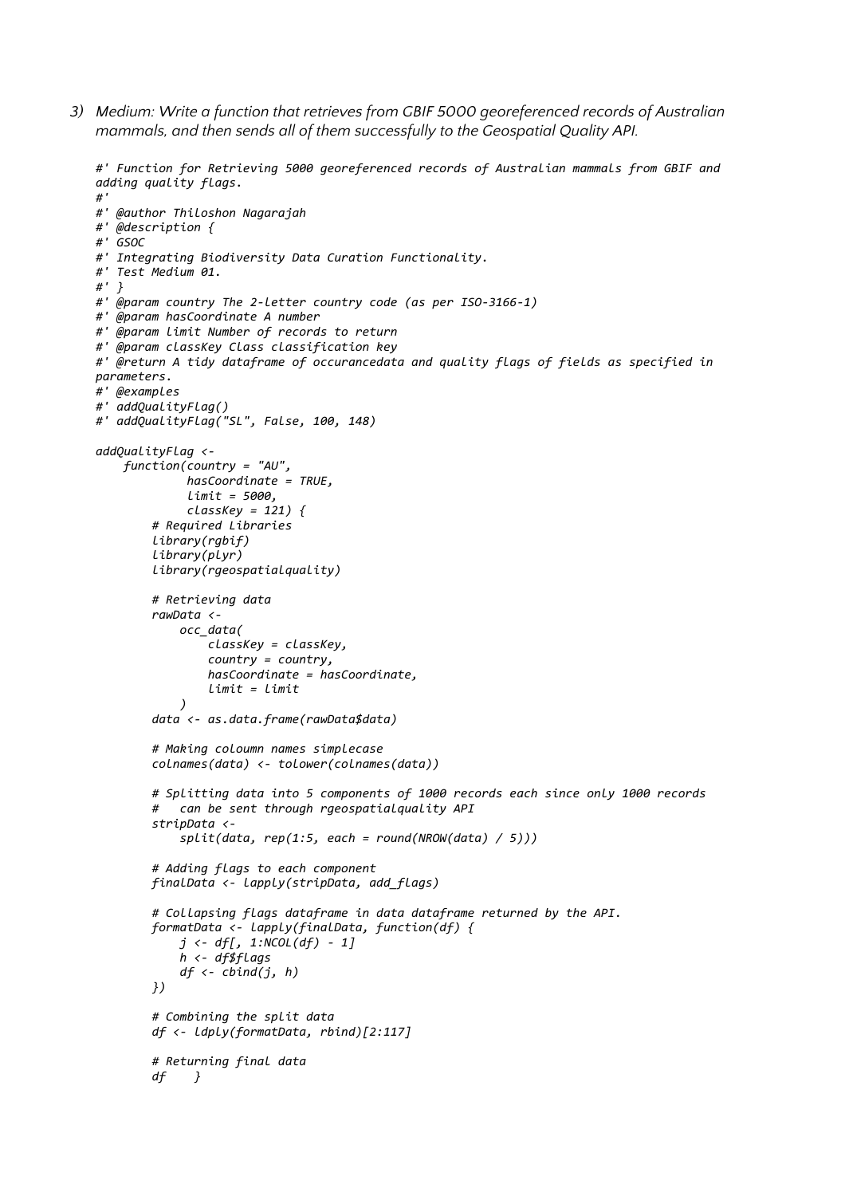3) *Medium: Write a function that retrieves from GBIF 5000 georeferenced records of Australian mammals, and then sends all of them successfully to the Geospatial Quality API.*

```r
#' Function for Retrieving 5000 georeferenced records of Australian mammals from GBIF and
adding quality flags.
#'
#' @author Thiloshon Nagarajah
#' @description {
#' GSOC
#' Integrating Biodiversity Data Curation Functionality.
#' Test Medium 01.
#' }
#' @param country The 2-letter country code (as per ISO-3166-1)
#' @param hasCoordinate A number
#' @param limit Number of records to return
#' @param classKey Class classification key
#' @return A tidy dataframe of occurancedata and quality flags of fields as specified in
parameters.
#' @examples
#' addQualityFlag()
#' addQualityFlag("SL", False, 100, 148)

addQualityFlag <-
    function(country = "AU",
             hasCoordinate = TRUE,
             limit = 5000,
             classKey = 121) {
        # Required Libraries
        library(rgbif)
        library(plyr)
        library(rgeospatialquality)

        # Retrieving data
        rawData <-
            occ_data(
                classKey = classKey,
                country = country,
                hasCoordinate = hasCoordinate,
                limit = limit
            )
        data <- as.data.frame(rawData$data)

        # Making coloumn names simplecase
        colnames(data) <- tolower(colnames(data))

        # Splitting data into 5 components of 1000 records each since only 1000 records
        #   can be sent through rgeospatialquality API
        stripData <-
            split(data, rep(1:5, each = round(NROW(data) / 5)))

        # Adding flags to each component
        finalData <- lapply(stripData, add_flags)

        # Collapsing flags dataframe in data dataframe returned by the API.
        formatData <- lapply(finalData, function(df) {
            j <- df[, 1:NCOL(df) - 1]
            h <- df$flags
            df <- cbind(j, h)
        })

        # Combining the split data
        df <- ldply(formatData, rbind)[2:117]

        # Returning final data
        df    }
```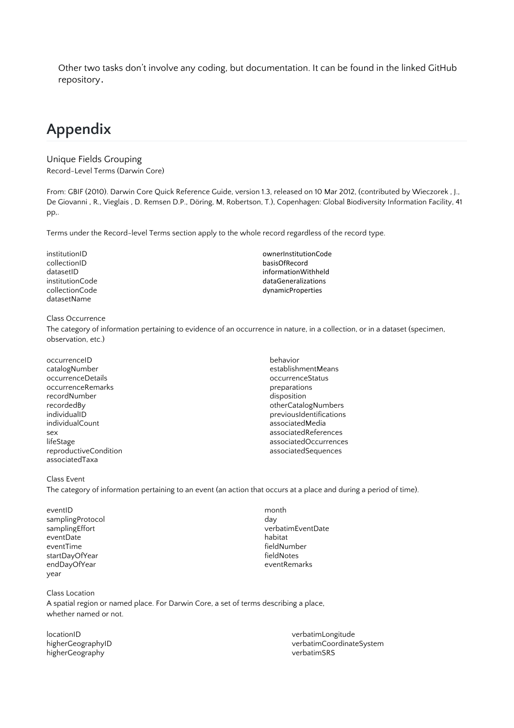Other two tasks don't involve any coding, but documentation. It can be found in the linked GitHub repository.

## Appendix

### Unique Fields Grouping

Record-Level Terms (Darwin Core)

From: GBIF (2010). Darwin Core Quick Reference Guide, version 1.3, released on 10 Mar 2012, (contributed by Wieczorek , J., De Giovanni , R., Vieglais , D. Remsen D.P., Döring, M, Robertson, T.), Copenhagen: Global Biodiversity Information Facility, 41 pp,.

Terms under the Record-level Terms section apply to the whole record regardless of the record type.

institutionID
collectionID
datasetID
institutionCode
collectionCode
datasetName
ownerInstitutionCode
basisOfRecord
informationWithheld
dataGeneralizations
dynamicProperties

Class Occurrence

The category of information pertaining to evidence of an occurrence in nature, in a collection, or in a dataset (specimen, observation, etc.)

occurrenceID
catalogNumber
occurrenceDetails
occurrenceRemarks
recordNumber
recordedBy
individualID
individualCount
sex
lifeStage
reproductiveCondition
associatedTaxa
behavior
establishmentMeans
occurrenceStatus
preparations
disposition
otherCatalogNumbers
previousIdentifications
associatedMedia
associatedReferences
associatedOccurrences
associatedSequences

Class Event

The category of information pertaining to an event (an action that occurs at a place and during a period of time).

eventID
samplingProtocol
samplingEffort
eventDate
eventTime
startDayOfYear
endDayOfYear
year
month
day
verbatimEventDate
habitat
fieldNumber
fieldNotes
eventRemarks

Class Location

A spatial region or named place. For Darwin Core, a set of terms describing a place, whether named or not.

locationID
higherGeographyID
higherGeography
verbatimLongitude
verbatimCoordinateSystem
verbatimSRS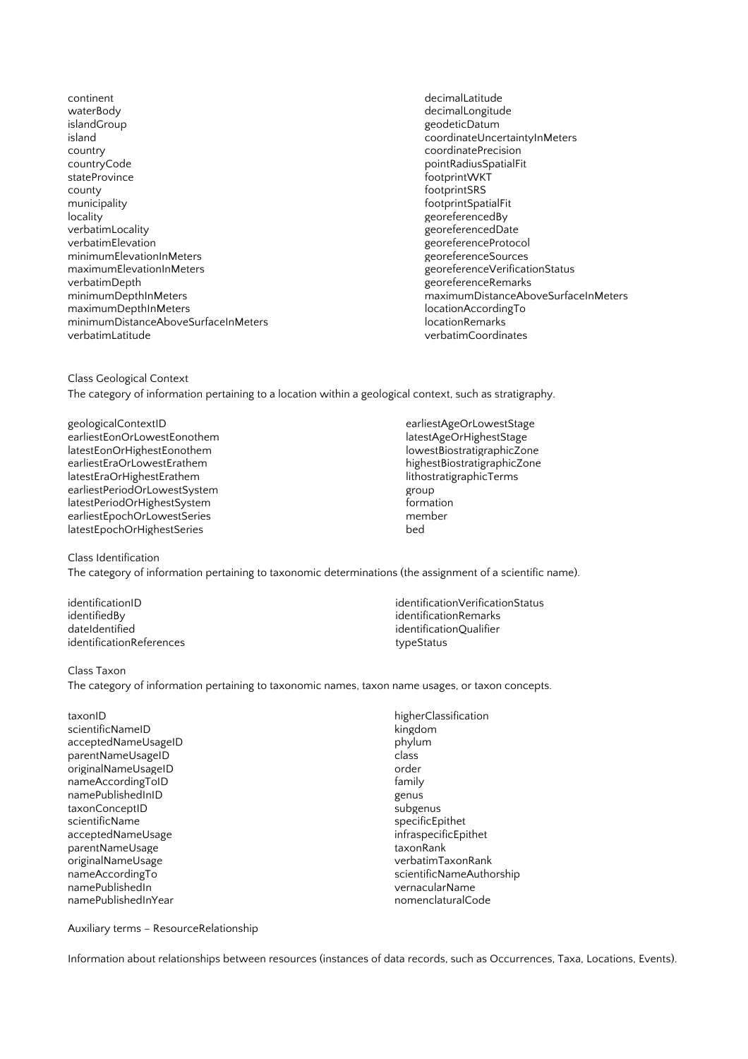continent
waterBody
islandGroup
island
country
countryCode
stateProvince
county
municipality
locality
verbatimLocality
verbatimElevation
minimumElevationInMeters
maximumElevationInMeters
verbatimDepth
minimumDepthInMeters
maximumDepthInMeters
minimumDistanceAboveSurfaceInMeters
verbatimLatitude
decimalLatitude
decimalLongitude
geodeticDatum
coordinateUncertaintyInMeters
coordinatePrecision
pointRadiusSpatialFit
footprintWKT
footprintSRS
footprintSpatialFit
georeferencedBy
georeferencedDate
georeferenceProtocol
georeferenceSources
georeferenceVerificationStatus
georeferenceRemarks
maximumDistanceAboveSurfaceInMeters
locationAccordingTo
locationRemarks
verbatimCoordinates

Class Geological Context

The category of information pertaining to a location within a geological context, such as stratigraphy.

geologicalContextID
earliestEonOrLowestEonothem
latestEonOrHighestEonothem
earliestEraOrLowestErathem
latestEraOrHighestErathem
earliestPeriodOrLowestSystem
latestPeriodOrHighestSystem
earliestEpochOrLowestSeries
latestEpochOrHighestSeries
earliestAgeOrLowestStage
latestAgeOrHighestStage
lowestBiostratigraphicZone
highestBiostratigraphicZone
lithostratigraphicTerms
group
formation
member
bed

Class Identification

The category of information pertaining to taxonomic determinations (the assignment of a scientific name).

identificationID
identifiedBy
dateIdentified
identificationReferences
identificationVerificationStatus
identificationRemarks
identificationQualifier
typeStatus

Class Taxon

The category of information pertaining to taxonomic names, taxon name usages, or taxon concepts.

taxonID
scientificNameID
acceptedNameUsageID
parentNameUsageID
originalNameUsageID
nameAccordingToID
namePublishedInID
taxonConceptID
scientificName
acceptedNameUsage
parentNameUsage
originalNameUsage
nameAccordingTo
namePublishedIn
namePublishedInYear
higherClassification
kingdom
phylum
class
order
family
genus
subgenus
specificEpithet
infraspecificEpithet
taxonRank
verbatimTaxonRank
scientificNameAuthorship
vernacularName
nomenclaturalCode

Auxiliary terms – ResourceRelationship

Information about relationships between resources (instances of data records, such as Occurrences, Taxa, Locations, Events).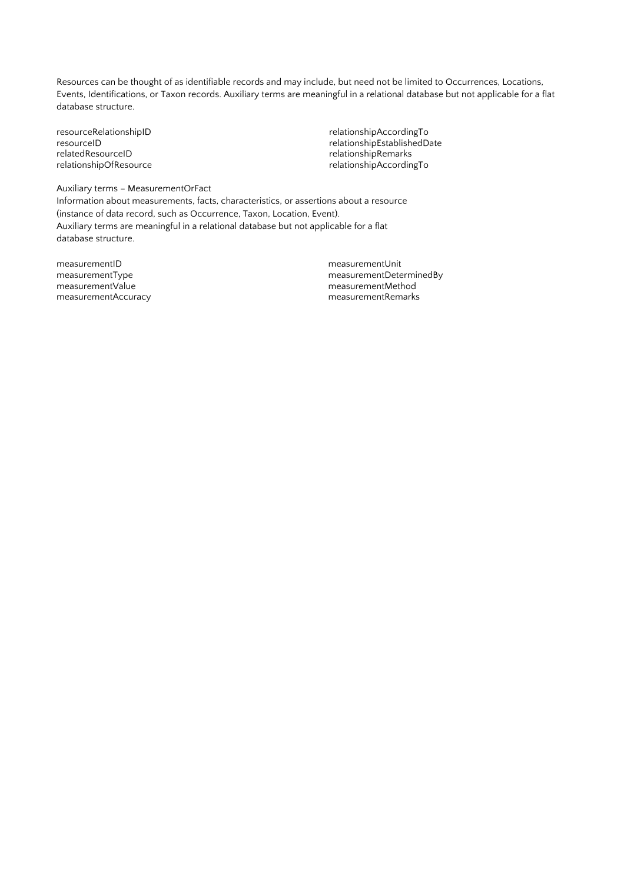Resources can be thought of as identifiable records and may include, but need not be limited to Occurrences, Locations, Events, Identifications, or Taxon records. Auxiliary terms are meaningful in a relational database but not applicable for a flat database structure.

resourceRelationshipID
resourceID
relatedResourceID
relationshipOfResource
relationshipAccordingTo
relationshipEstablishedDate
relationshipRemarks
relationshipAccordingTo

Auxiliary terms – MeasurementOrFact

Information about measurements, facts, characteristics, or assertions about a resource (instance of data record, such as Occurrence, Taxon, Location, Event). Auxiliary terms are meaningful in a relational database but not applicable for a flat database structure.

measurementID
measurementType
measurementValue
measurementAccuracy
measurementUnit
measurementDeterminedBy
measurementMethod
measurementRemarks